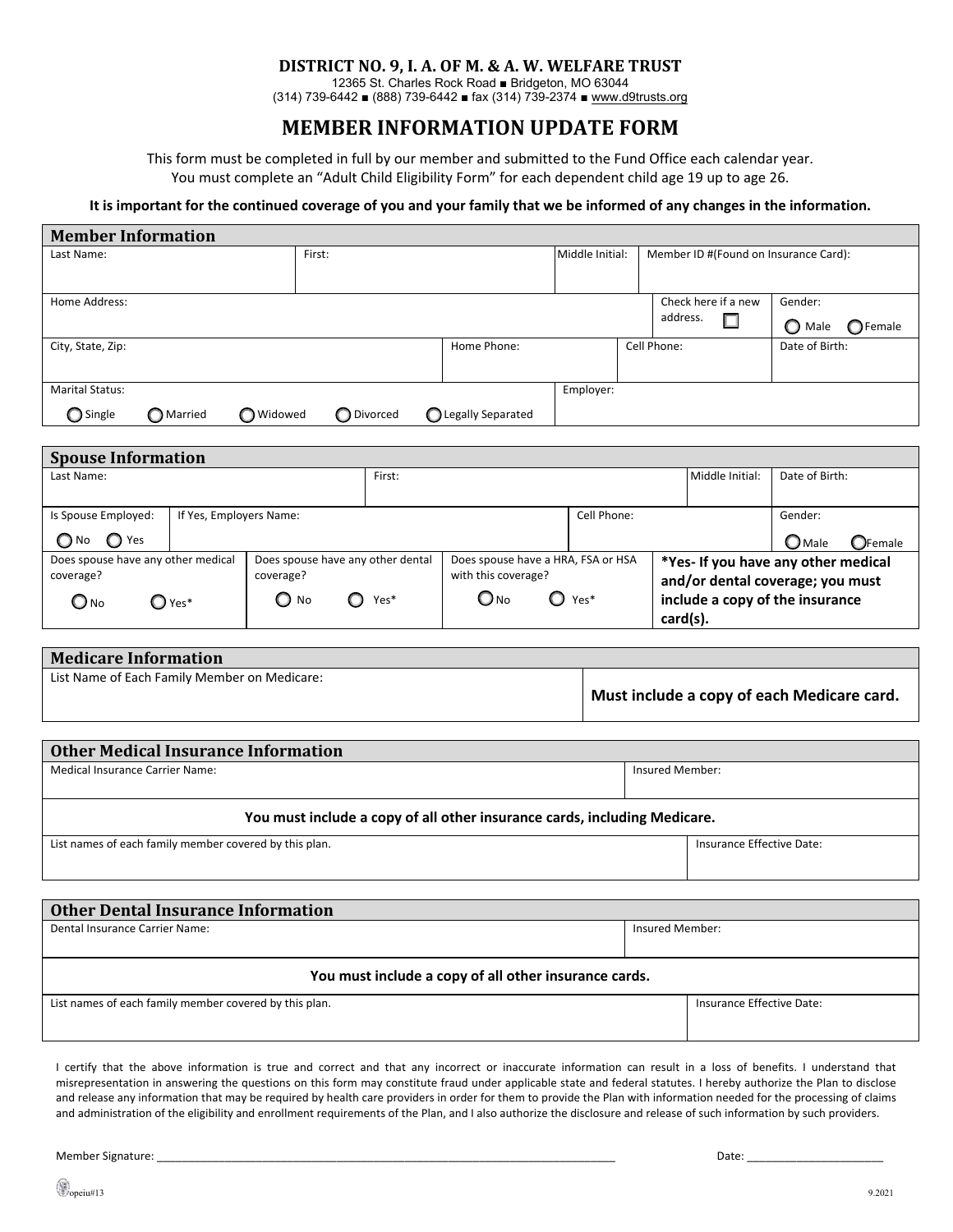**DISTRICT NO. 9, I. A. OF M. & A. W. WELFARE TRUST**

12365 St. Charles Rock Road ■ Bridgeton, MO 63044

(314) 739-6442 ■ (888) 739-6442 ■ fax (314) 739-2374 ■ www.d9trusts.org

# MEMBER INFORMATION UPDATE FORM

This form must be completed in full by our member and submitted to the Fund Office each calendar year.
You must complete an "Adult Child Eligibility Form" for each dependent child age 19 up to age 26.

**It is important for the continued coverage of you and your family that we be informed of any changes in the information.**

## Member Information

| Last Name: | First: | Middle Initial: | Member ID #(Found on Insurance Card): |
|---|---|---|---|
| | | | |

| Home Address: | Check here if a new address. ☐ | Gender: ◯ Male ◯ Female |
|---|---|---|

| City, State, Zip: | Home Phone: | Cell Phone: | Date of Birth: |
|---|---|---|---|
| | | | |

| Marital Status: ◯ Single ◯ Married ◯ Widowed ◯ Divorced ◯ Legally Separated | Employer: |
|---|---|

## Spouse Information

| Last Name: | First: | Middle Initial: | Date of Birth: |
|---|---|---|---|
| | | | |

| Is Spouse Employed: ◯ No ◯ Yes | If Yes, Employers Name: | Cell Phone: | Gender: ◯ Male ◯ Female |
|---|---|---|---|

| Does spouse have any other medical coverage? ◯ No ◯ Yes* | Does spouse have any other dental coverage? ◯ No ◯ Yes* | Does spouse have a HRA, FSA or HSA with this coverage? ◯ No ◯ Yes* | **\*Yes- If you have any other medical and/or dental coverage; you must include a copy of the insurance card(s).** |
|---|---|---|---|

## Medicare Information

| List Name of Each Family Member on Medicare: | **Must include a copy of each Medicare card.** |
|---|---|

## Other Medical Insurance Information

| Medical Insurance Carrier Name: | Insured Member: |
|---|---|
| | |

**You must include a copy of all other insurance cards, including Medicare.**

| List names of each family member covered by this plan. | Insurance Effective Date: |
|---|---|
| | |

## Other Dental Insurance Information

| Dental Insurance Carrier Name: | Insured Member: |
|---|---|
| | |

**You must include a copy of all other insurance cards.**

| List names of each family member covered by this plan. | Insurance Effective Date: |
|---|---|
| | |

I certify that the above information is true and correct and that any incorrect or inaccurate information can result in a loss of benefits. I understand that misrepresentation in answering the questions on this form may constitute fraud under applicable state and federal statutes. I hereby authorize the Plan to disclose and release any information that may be required by health care providers in order for them to provide the Plan with information needed for the processing of claims and administration of the eligibility and enrollment requirements of the Plan, and I also authorize the disclosure and release of such information by such providers.

Member Signature: ______________________________________________ Date: ____________________

opeiu#13

9.2021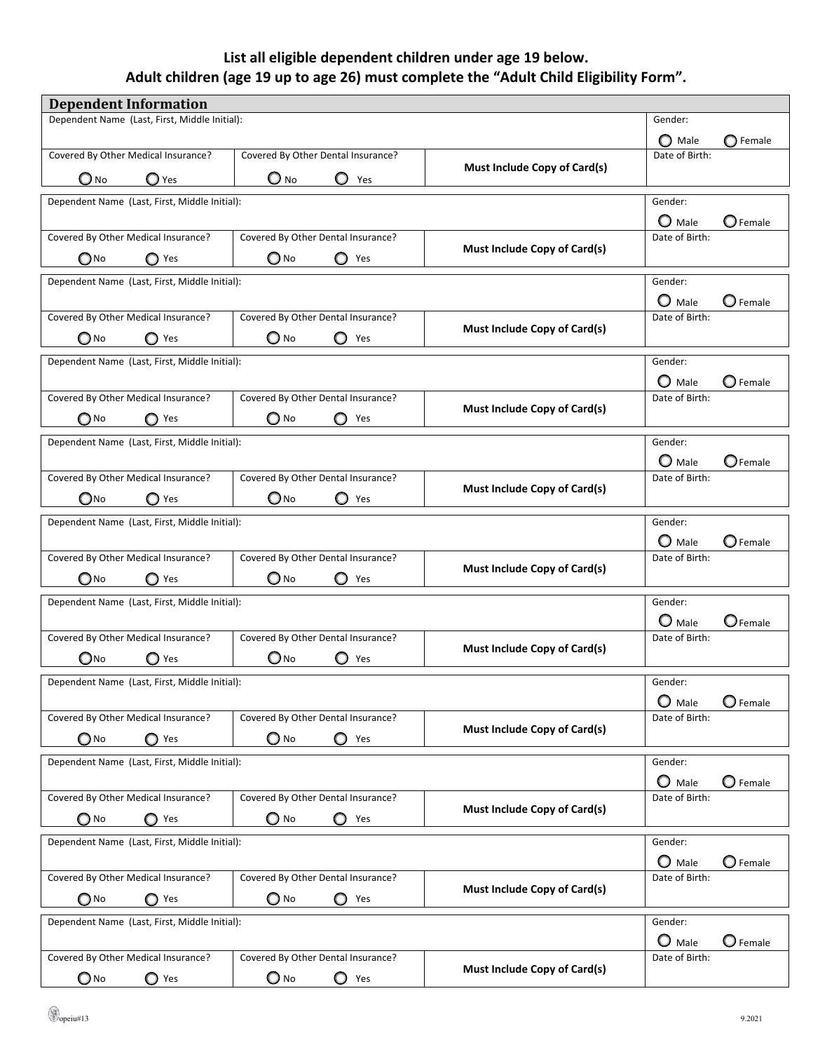**List all eligible dependent children under age 19 below.**
**Adult children (age 19 up to age 26) must complete the "Adult Child Eligibility Form".**

## Dependent Information

| | | | |
|---|---|---|---|
| Dependent Name (Last, First, Middle Initial): | | | Gender: ○ Male ○ Female |
| Covered By Other Medical Insurance? ○ No ○ Yes | Covered By Other Dental Insurance? ○ No ○ Yes | **Must Include Copy of Card(s)** | Date of Birth: |

| | | | |
|---|---|---|---|
| Dependent Name (Last, First, Middle Initial): | | | Gender: ○ Male ○ Female |
| Covered By Other Medical Insurance? ○ No ○ Yes | Covered By Other Dental Insurance? ○ No ○ Yes | **Must Include Copy of Card(s)** | Date of Birth: |

| | | | |
|---|---|---|---|
| Dependent Name (Last, First, Middle Initial): | | | Gender: ○ Male ○ Female |
| Covered By Other Medical Insurance? ○ No ○ Yes | Covered By Other Dental Insurance? ○ No ○ Yes | **Must Include Copy of Card(s)** | Date of Birth: |

| | | | |
|---|---|---|---|
| Dependent Name (Last, First, Middle Initial): | | | Gender: ○ Male ○ Female |
| Covered By Other Medical Insurance? ○ No ○ Yes | Covered By Other Dental Insurance? ○ No ○ Yes | **Must Include Copy of Card(s)** | Date of Birth: |

| | | | |
|---|---|---|---|
| Dependent Name (Last, First, Middle Initial): | | | Gender: ○ Male ○ Female |
| Covered By Other Medical Insurance? ○ No ○ Yes | Covered By Other Dental Insurance? ○ No ○ Yes | **Must Include Copy of Card(s)** | Date of Birth: |

| | | | |
|---|---|---|---|
| Dependent Name (Last, First, Middle Initial): | | | Gender: ○ Male ○ Female |
| Covered By Other Medical Insurance? ○ No ○ Yes | Covered By Other Dental Insurance? ○ No ○ Yes | **Must Include Copy of Card(s)** | Date of Birth: |

| | | | |
|---|---|---|---|
| Dependent Name (Last, First, Middle Initial): | | | Gender: ○ Male ○ Female |
| Covered By Other Medical Insurance? ○ No ○ Yes | Covered By Other Dental Insurance? ○ No ○ Yes | **Must Include Copy of Card(s)** | Date of Birth: |

| | | | |
|---|---|---|---|
| Dependent Name (Last, First, Middle Initial): | | | Gender: ○ Male ○ Female |
| Covered By Other Medical Insurance? ○ No ○ Yes | Covered By Other Dental Insurance? ○ No ○ Yes | **Must Include Copy of Card(s)** | Date of Birth: |

| | | | |
|---|---|---|---|
| Dependent Name (Last, First, Middle Initial): | | | Gender: ○ Male ○ Female |
| Covered By Other Medical Insurance? ○ No ○ Yes | Covered By Other Dental Insurance? ○ No ○ Yes | **Must Include Copy of Card(s)** | Date of Birth: |

| | | | |
|---|---|---|---|
| Dependent Name (Last, First, Middle Initial): | | | Gender: ○ Male ○ Female |
| Covered By Other Medical Insurance? ○ No ○ Yes | Covered By Other Dental Insurance? ○ No ○ Yes | **Must Include Copy of Card(s)** | Date of Birth: |

| | | | |
|---|---|---|---|
| Dependent Name (Last, First, Middle Initial): | | | Gender: ○ Male ○ Female |
| Covered By Other Medical Insurance? ○ No ○ Yes | Covered By Other Dental Insurance? ○ No ○ Yes | **Must Include Copy of Card(s)** | Date of Birth: |

opeiu#13 9.2021